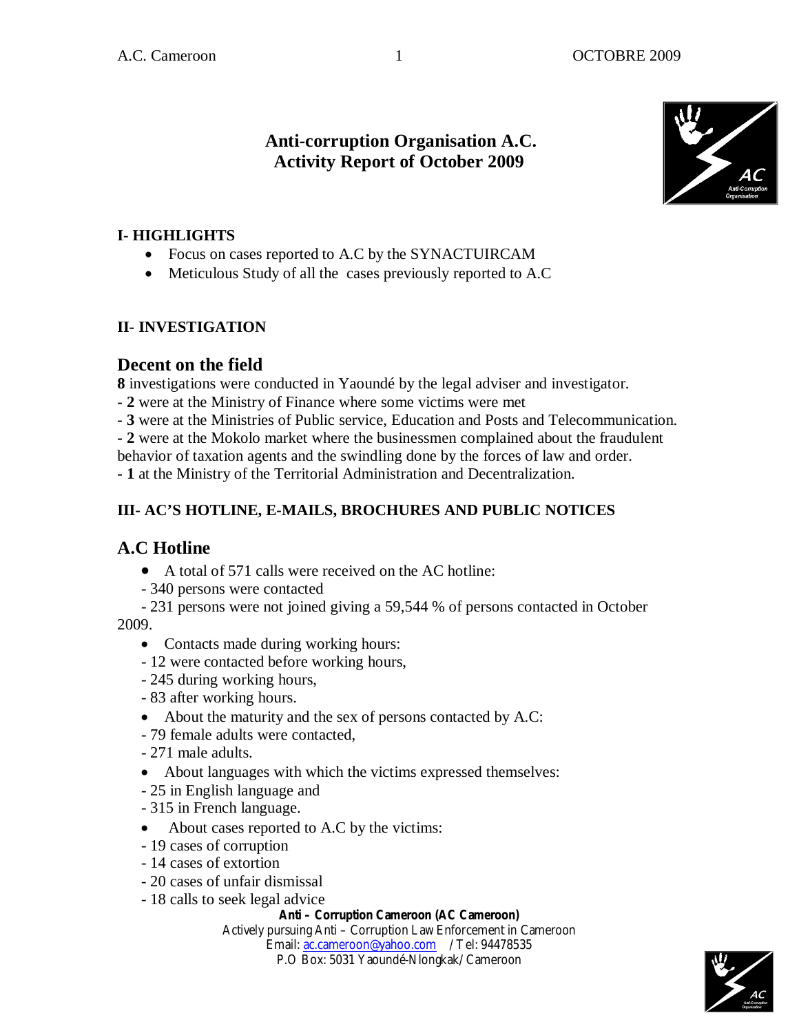# Anti-corruption Organisation A.C.
# Activity Report of October 2009

## I- HIGHLIGHTS

- Focus on cases reported to A.C by the SYNACTUIRCAM
- Meticulous Study of all the cases previously reported to A.C

## II- INVESTIGATION

### Decent on the field

**8** investigations were conducted in Yaoundé by the legal adviser and investigator.

**- 2** were at the Ministry of Finance where some victims were met

**- 3** were at the Ministries of Public service, Education and Posts and Telecommunication.

**- 2** were at the Mokolo market where the businessmen complained about the fraudulent behavior of taxation agents and the swindling done by the forces of law and order.

**- 1** at the Ministry of the Territorial Administration and Decentralization.

## III- AC'S HOTLINE, E-MAILS, BROCHURES AND PUBLIC NOTICES

### A.C Hotline

- A total of 571 calls were received on the AC hotline:

- 340 persons were contacted

- 231 persons were not joined giving a 59,544 % of persons contacted in October 2009.

- Contacts made during working hours:

- 12 were contacted before working hours,

- 245 during working hours,

- 83 after working hours.

- About the maturity and the sex of persons contacted by A.C:

- 79 female adults were contacted,

- 271 male adults.

- About languages with which the victims expressed themselves:

- 25 in English language and

- 315 in French language.

- About cases reported to A.C by the victims:

- 19 cases of corruption

- 14 cases of extortion

- 20 cases of unfair dismissal

- 18 calls to seek legal advice

**Anti – Corruption Cameroon (AC Cameroon)**
Actively pursuing Anti – Corruption Law Enforcement in Cameroon
Email: ac.cameroon@yahoo.com / Tel: 94478535
P.O Box: 5031 Yaoundé-Nlongkak/ Cameroon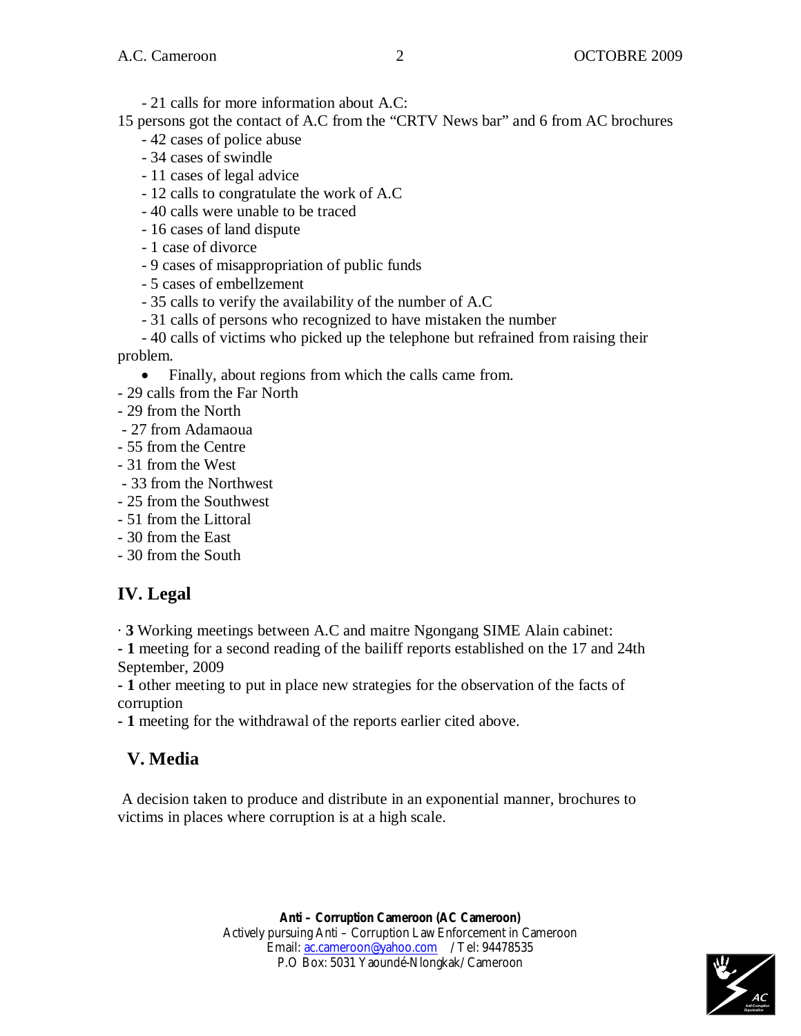- 21 calls for more information about A.C:

15 persons got the contact of A.C from the "CRTV News bar" and 6 from AC brochures

- 42 cases of police abuse
- 34 cases of swindle
- 11 cases of legal advice
- 12 calls to congratulate the work of A.C
- 40 calls were unable to be traced
- 16 cases of land dispute
- 1 case of divorce
- 9 cases of misappropriation of public funds
- 5 cases of embellzement
- 35 calls to verify the availability of the number of A.C
- 31 calls of persons who recognized to have mistaken the number
- 40 calls of victims who picked up the telephone but refrained from raising their problem.

- Finally, about regions from which the calls came from.

- 29 calls from the Far North
- 29 from the North
- 27 from Adamaoua
- 55 from the Centre
- 31 from the West
- 33 from the Northwest
- 25 from the Southwest
- 51 from the Littoral
- 30 from the East
- 30 from the South

## IV. Legal

· **3** Working meetings between A.C and maitre Ngongang SIME Alain cabinet:

**- 1** meeting for a second reading of the bailiff reports established on the 17 and 24th September, 2009

**- 1** other meeting to put in place new strategies for the observation of the facts of corruption

**- 1** meeting for the withdrawal of the reports earlier cited above.

## V. Media

A decision taken to produce and distribute in an exponential manner, brochures to victims in places where corruption is at a high scale.

**Anti – Corruption Cameroon (AC Cameroon)**
Actively pursuing Anti – Corruption Law Enforcement in Cameroon
Email: ac.cameroon@yahoo.com / Tel: 94478535
P.O Box: 5031 Yaoundé-Nlongkak/ Cameroon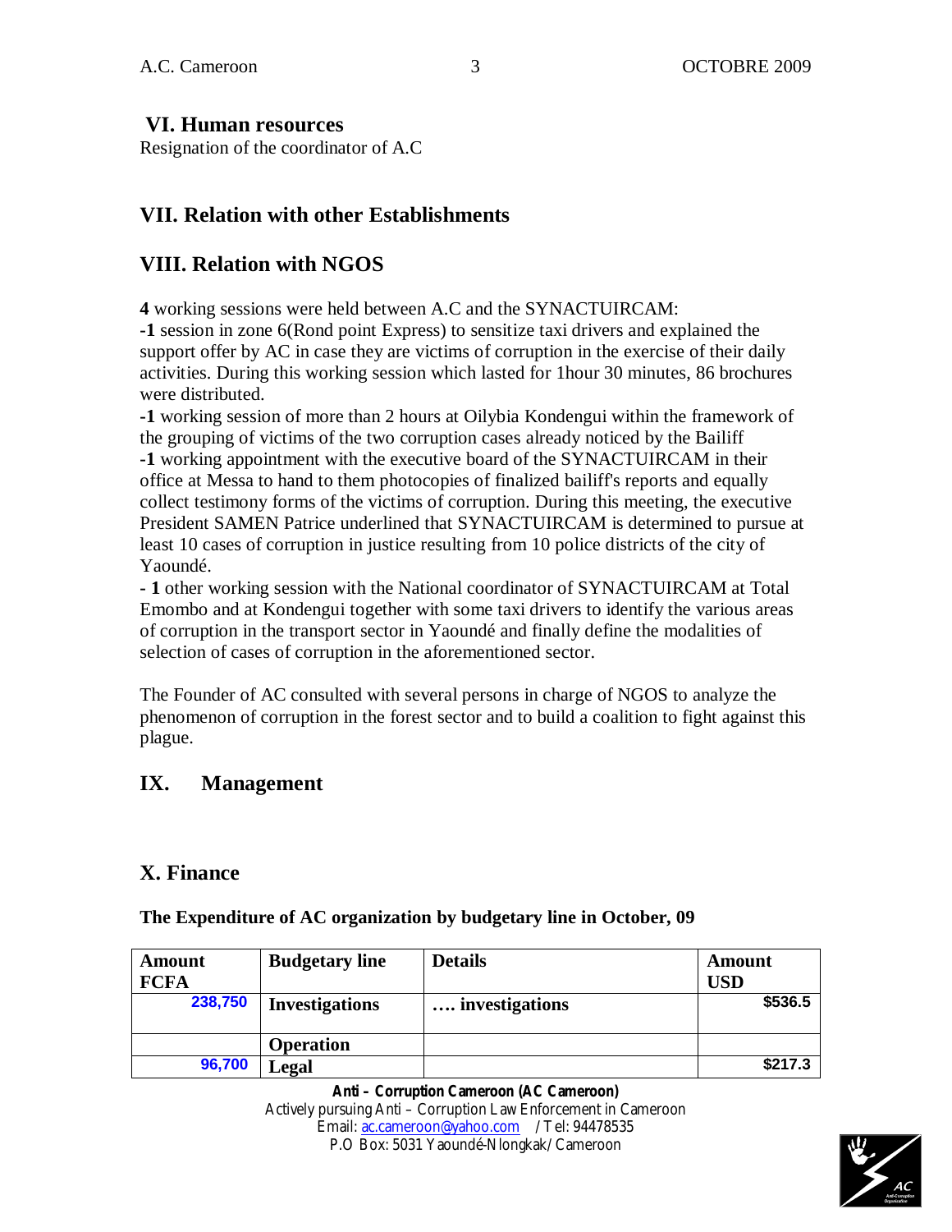## VI. Human resources

Resignation of the coordinator of A.C

## VII. Relation with other Establishments

## VIII. Relation with NGOS

**4** working sessions were held between A.C and the SYNACTUIRCAM:

**-1** session in zone 6(Rond point Express) to sensitize taxi drivers and explained the support offer by AC in case they are victims of corruption in the exercise of their daily activities. During this working session which lasted for 1hour 30 minutes, 86 brochures were distributed.

**-1** working session of more than 2 hours at Oilybia Kondengui within the framework of the grouping of victims of the two corruption cases already noticed by the Bailiff

**-1** working appointment with the executive board of the SYNACTUIRCAM in their office at Messa to hand to them photocopies of finalized bailiff's reports and equally collect testimony forms of the victims of corruption. During this meeting, the executive President SAMEN Patrice underlined that SYNACTUIRCAM is determined to pursue at least 10 cases of corruption in justice resulting from 10 police districts of the city of Yaoundé.

**- 1** other working session with the National coordinator of SYNACTUIRCAM at Total Emombo and at Kondengui together with some taxi drivers to identify the various areas of corruption in the transport sector in Yaoundé and finally define the modalities of selection of cases of corruption in the aforementioned sector.

The Founder of AC consulted with several persons in charge of NGOS to analyze the phenomenon of corruption in the forest sector and to build a coalition to fight against this plague.

## IX. Management

## X. Finance

**The Expenditure of AC organization by budgetary line in October, 09**

| Amount FCFA | Budgetary line | Details | Amount USD |
|---|---|---|---|
| 238,750 | **Investigations** | **…. investigations** | $536.5 |
| | **Operation** | | |
| 96,700 | **Legal** | | $217.3 |

**Anti – Corruption Cameroon (AC Cameroon)**
Actively pursuing Anti – Corruption Law Enforcement in Cameroon
Email: ac.cameroon@yahoo.com / Tel: 94478535
P.O Box: 5031 Yaoundé-Nlongkak/ Cameroon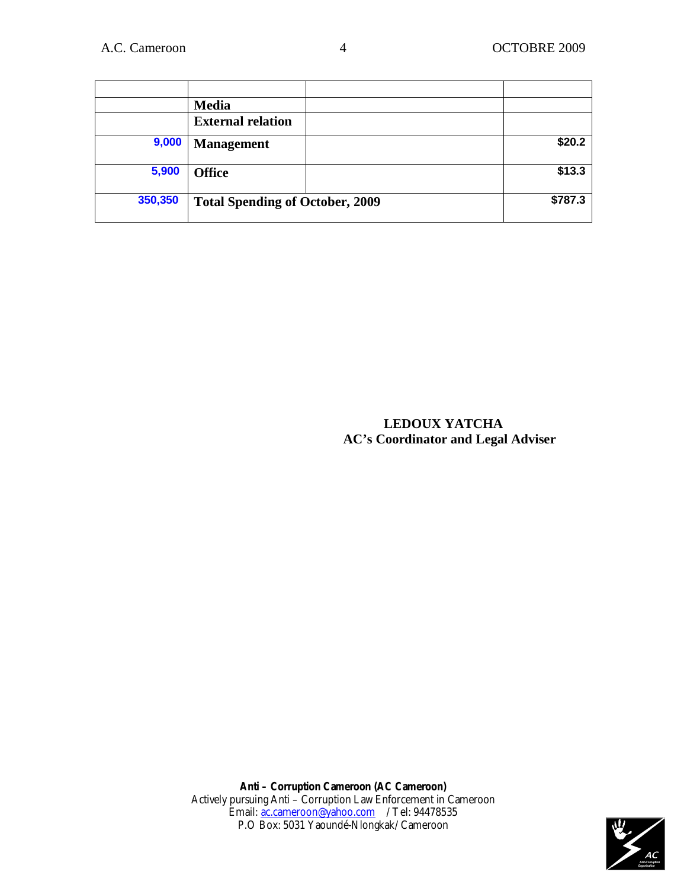| | | | |
|---|---|---|---|
| | | | |
| | **Media** | | |
| | **External relation** | | |
| 9,000 | **Management** | | $20.2 |
| 5,900 | **Office** | | $13.3 |
| 350,350 | **Total Spending of October, 2009** | | $787.3 |

**LEDOUX YATCHA**
**AC's Coordinator and Legal Adviser**

**Anti – Corruption Cameroon (AC Cameroon)**
Actively pursuing Anti – Corruption Law Enforcement in Cameroon
Email: ac.cameroon@yahoo.com / Tel: 94478535
P.O Box: 5031 Yaoundé-Nlongkak/ Cameroon